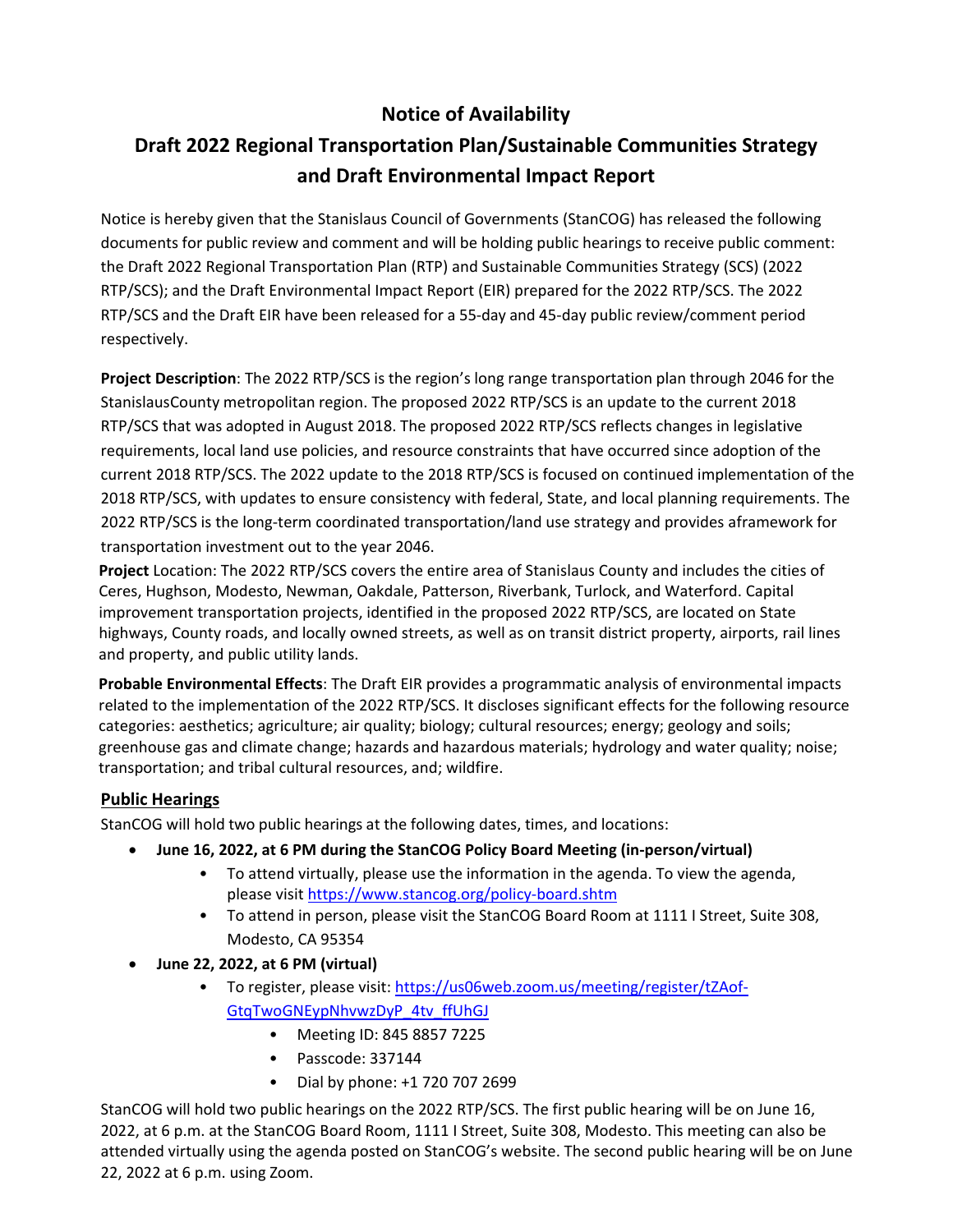# Notice of Availability

## Draft 2022 Regional Transportation Plan/Sustainable Communities Strategy and Draft Environmental Impact Report

Notice is hereby given that the Stanislaus Council of Governments (StanCOG) has released the following documents for public review and comment and will be holding public hearings to receive public comment: the Draft 2022 Regional Transportation Plan (RTP) and Sustainable Communities Strategy (SCS) (2022 RTP/SCS); and the Draft Environmental Impact Report (EIR) prepared for the 2022 RTP/SCS. The 2022 RTP/SCS and the Draft EIR have been released for a 55-day and 45-day public review/comment period respectively.

**Project Description**: The 2022 RTP/SCS is the region's long range transportation plan through 2046 for the StanislausCounty metropolitan region. The proposed 2022 RTP/SCS is an update to the current 2018 RTP/SCS that was adopted in August 2018. The proposed 2022 RTP/SCS reflects changes in legislative requirements, local land use policies, and resource constraints that have occurred since adoption of the current 2018 RTP/SCS. The 2022 update to the 2018 RTP/SCS is focused on continued implementation of the 2018 RTP/SCS, with updates to ensure consistency with federal, State, and local planning requirements. The 2022 RTP/SCS is the long-term coordinated transportation/land use strategy and provides aframework for transportation investment out to the year 2046.

**Project** Location: The 2022 RTP/SCS covers the entire area of Stanislaus County and includes the cities of Ceres, Hughson, Modesto, Newman, Oakdale, Patterson, Riverbank, Turlock, and Waterford. Capital improvement transportation projects, identified in the proposed 2022 RTP/SCS, are located on State highways, County roads, and locally owned streets, as well as on transit district property, airports, rail lines and property, and public utility lands.

**Probable Environmental Effects**: The Draft EIR provides a programmatic analysis of environmental impacts related to the implementation of the 2022 RTP/SCS. It discloses significant effects for the following resource categories: aesthetics; agriculture; air quality; biology; cultural resources; energy; geology and soils; greenhouse gas and climate change; hazards and hazardous materials; hydrology and water quality; noise; transportation; and tribal cultural resources, and; wildfire.

### Public Hearings

StanCOG will hold two public hearings at the following dates, times, and locations:

- **June 16, 2022, at 6 PM during the StanCOG Policy Board Meeting (in-person/virtual)**
  - To attend virtually, please use the information in the agenda. To view the agenda, please visit https://www.stancog.org/policy-board.shtm
  - To attend in person, please visit the StanCOG Board Room at 1111 I Street, Suite 308, Modesto, CA 95354
- **June 22, 2022, at 6 PM (virtual)**
  - To register, please visit: https://us06web.zoom.us/meeting/register/tZAof-GtqTwoGNEypNhvwzDyP_4tv_ffUhGJ
    - Meeting ID: 845 8857 7225
    - Passcode: 337144
    - Dial by phone: +1 720 707 2699

StanCOG will hold two public hearings on the 2022 RTP/SCS. The first public hearing will be on June 16, 2022, at 6 p.m. at the StanCOG Board Room, 1111 I Street, Suite 308, Modesto. This meeting can also be attended virtually using the agenda posted on StanCOG's website. The second public hearing will be on June 22, 2022 at 6 p.m. using Zoom.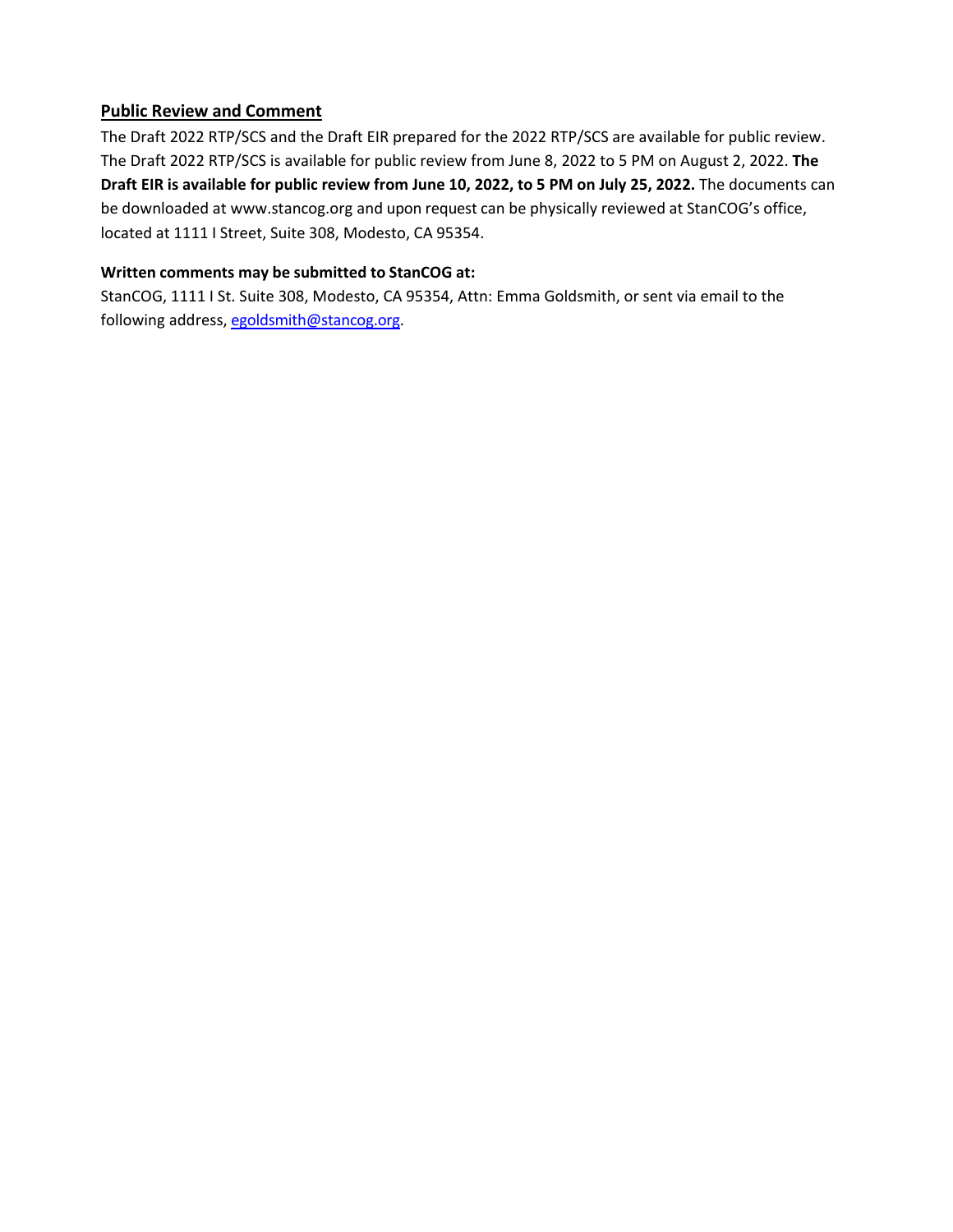## Public Review and Comment

The Draft 2022 RTP/SCS and the Draft EIR prepared for the 2022 RTP/SCS are available for public review. The Draft 2022 RTP/SCS is available for public review from June 8, 2022 to 5 PM on August 2, 2022. **The Draft EIR is available for public review from June 10, 2022, to 5 PM on July 25, 2022.** The documents can be downloaded at www.stancog.org and upon request can be physically reviewed at StanCOG's office, located at 1111 I Street, Suite 308, Modesto, CA 95354.

**Written comments may be submitted to StanCOG at:**

StanCOG, 1111 I St. Suite 308, Modesto, CA 95354, Attn: Emma Goldsmith, or sent via email to the following address, egoldsmith@stancog.org.